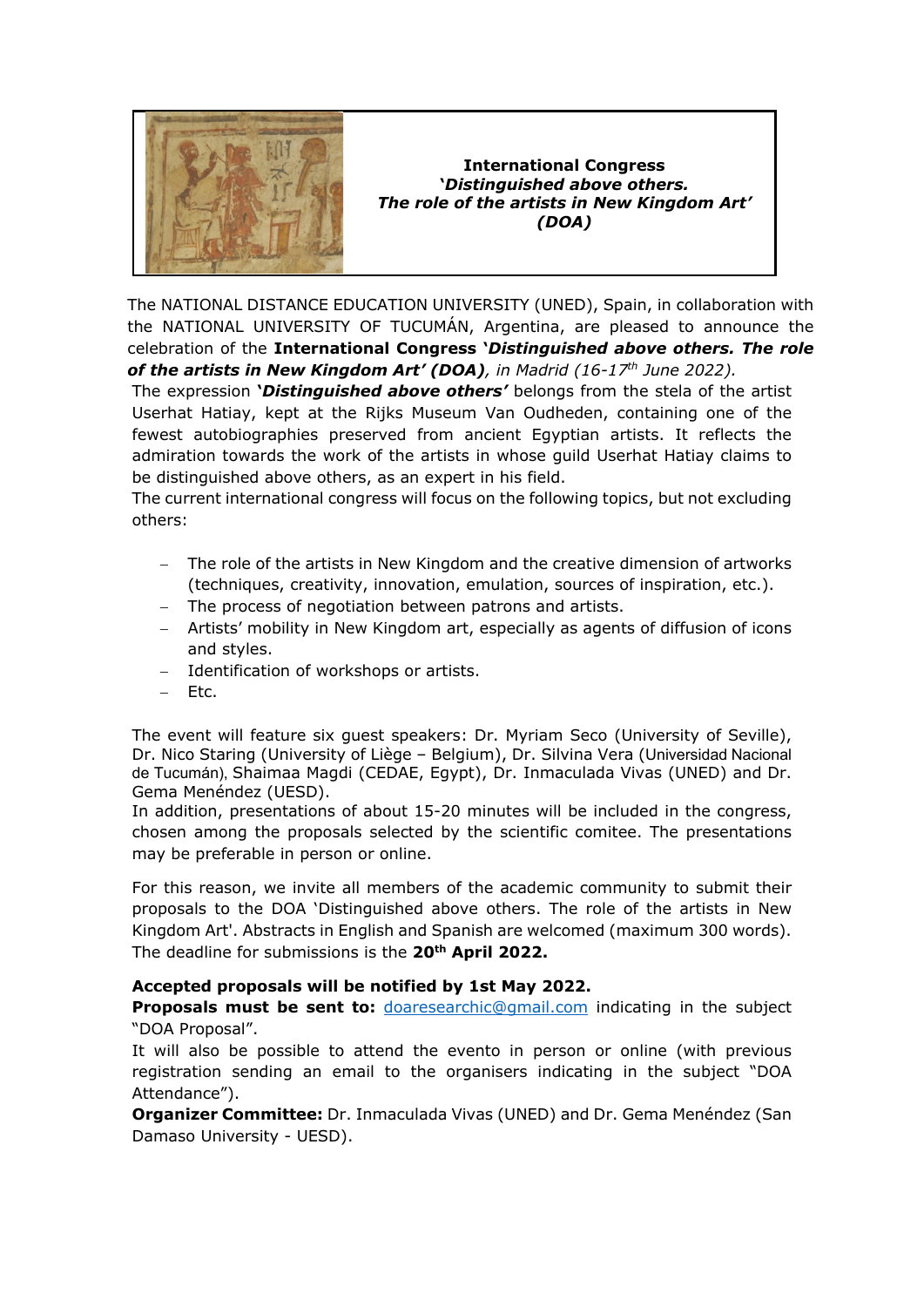**International Congress**
***'Distinguished above others.***
***The role of the artists in New Kingdom Art'***
***(DOA)***

The NATIONAL DISTANCE EDUCATION UNIVERSITY (UNED), Spain, in collaboration with the NATIONAL UNIVERSITY OF TUCUMÁN, Argentina, are pleased to announce the celebration of the **International Congress *'Distinguished above others. The role of the artists in New Kingdom Art' (DOA)***, *in Madrid (16-17th June 2022).*

The expression ***'Distinguished above others'*** belongs from the stela of the artist Userhat Hatiay, kept at the Rijks Museum Van Oudheden, containing one of the fewest autobiographies preserved from ancient Egyptian artists. It reflects the admiration towards the work of the artists in whose guild Userhat Hatiay claims to be distinguished above others, as an expert in his field.

The current international congress will focus on the following topics, but not excluding others:

- The role of the artists in New Kingdom and the creative dimension of artworks (techniques, creativity, innovation, emulation, sources of inspiration, etc.).
- The process of negotiation between patrons and artists.
- Artists' mobility in New Kingdom art, especially as agents of diffusion of icons and styles.
- Identification of workshops or artists.
- Etc.

The event will feature six guest speakers: Dr. Myriam Seco (University of Seville), Dr. Nico Staring (University of Liège – Belgium), Dr. Silvina Vera (Universidad Nacional de Tucumán), Shaimaa Magdi (CEDAE, Egypt), Dr. Inmaculada Vivas (UNED) and Dr. Gema Menéndez (UESD).

In addition, presentations of about 15-20 minutes will be included in the congress, chosen among the proposals selected by the scientific comitee. The presentations may be preferable in person or online.

For this reason, we invite all members of the academic community to submit their proposals to the DOA 'Distinguished above others. The role of the artists in New Kingdom Art'. Abstracts in English and Spanish are welcomed (maximum 300 words). The deadline for submissions is the **20th April 2022.**

**Accepted proposals will be notified by 1st May 2022.**

**Proposals must be sent to:** doaresearchic@gmail.com indicating in the subject "DOA Proposal".

It will also be possible to attend the evento in person or online (with previous registration sending an email to the organisers indicating in the subject "DOA Attendance").

**Organizer Committee:** Dr. Inmaculada Vivas (UNED) and Dr. Gema Menéndez (San Damaso University - UESD).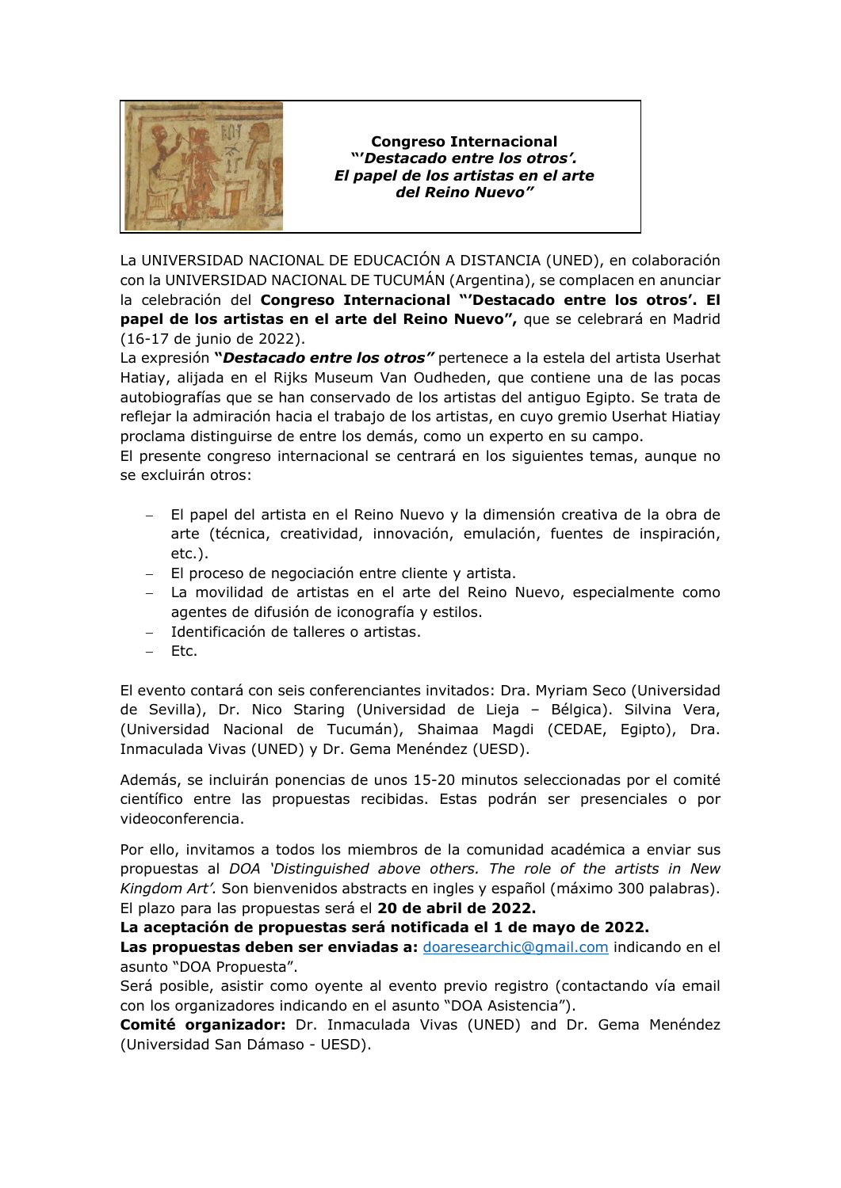**Congreso Internacional**
***"'Destacado entre los otros'.***
***El papel de los artistas en el arte del Reino Nuevo"***

La UNIVERSIDAD NACIONAL DE EDUCACIÓN A DISTANCIA (UNED), en colaboración con la UNIVERSIDAD NACIONAL DE TUCUMÁN (Argentina), se complacen en anunciar la celebración del **Congreso Internacional "'Destacado entre los otros'. El papel de los artistas en el arte del Reino Nuevo",** que se celebrará en Madrid (16-17 de junio de 2022).

La expresión ***"Destacado entre los otros"*** pertenece a la estela del artista Userhat Hatiay, alijada en el Rijks Museum Van Oudheden, que contiene una de las pocas autobiografías que se han conservado de los artistas del antiguo Egipto. Se trata de reflejar la admiración hacia el trabajo de los artistas, en cuyo gremio Userhat Hiatiay proclama distinguirse de entre los demás, como un experto en su campo.

El presente congreso internacional se centrará en los siguientes temas, aunque no se excluirán otros:

- El papel del artista en el Reino Nuevo y la dimensión creativa de la obra de arte (técnica, creatividad, innovación, emulación, fuentes de inspiración, etc.).
- El proceso de negociación entre cliente y artista.
- La movilidad de artistas en el arte del Reino Nuevo, especialmente como agentes de difusión de iconografía y estilos.
- Identificación de talleres o artistas.
- Etc.

El evento contará con seis conferenciantes invitados: Dra. Myriam Seco (Universidad de Sevilla), Dr. Nico Staring (Universidad de Lieja – Bélgica). Silvina Vera, (Universidad Nacional de Tucumán), Shaimaa Magdi (CEDAE, Egipto), Dra. Inmaculada Vivas (UNED) y Dr. Gema Menéndez (UESD).

Además, se incluirán ponencias de unos 15-20 minutos seleccionadas por el comité científico entre las propuestas recibidas. Estas podrán ser presenciales o por videoconferencia.

Por ello, invitamos a todos los miembros de la comunidad académica a enviar sus propuestas al *DOA 'Distinguished above others. The role of the artists in New Kingdom Art'.* Son bienvenidos abstracts en ingles y español (máximo 300 palabras). El plazo para las propuestas será el **20 de abril de 2022.**

**La aceptación de propuestas será notificada el 1 de mayo de 2022.**

**Las propuestas deben ser enviadas a:** doaresearchic@gmail.com indicando en el asunto "DOA Propuesta".

Será posible, asistir como oyente al evento previo registro (contactando vía email con los organizadores indicando en el asunto "DOA Asistencia").

**Comité organizador:** Dr. Inmaculada Vivas (UNED) and Dr. Gema Menéndez (Universidad San Dámaso - UESD).